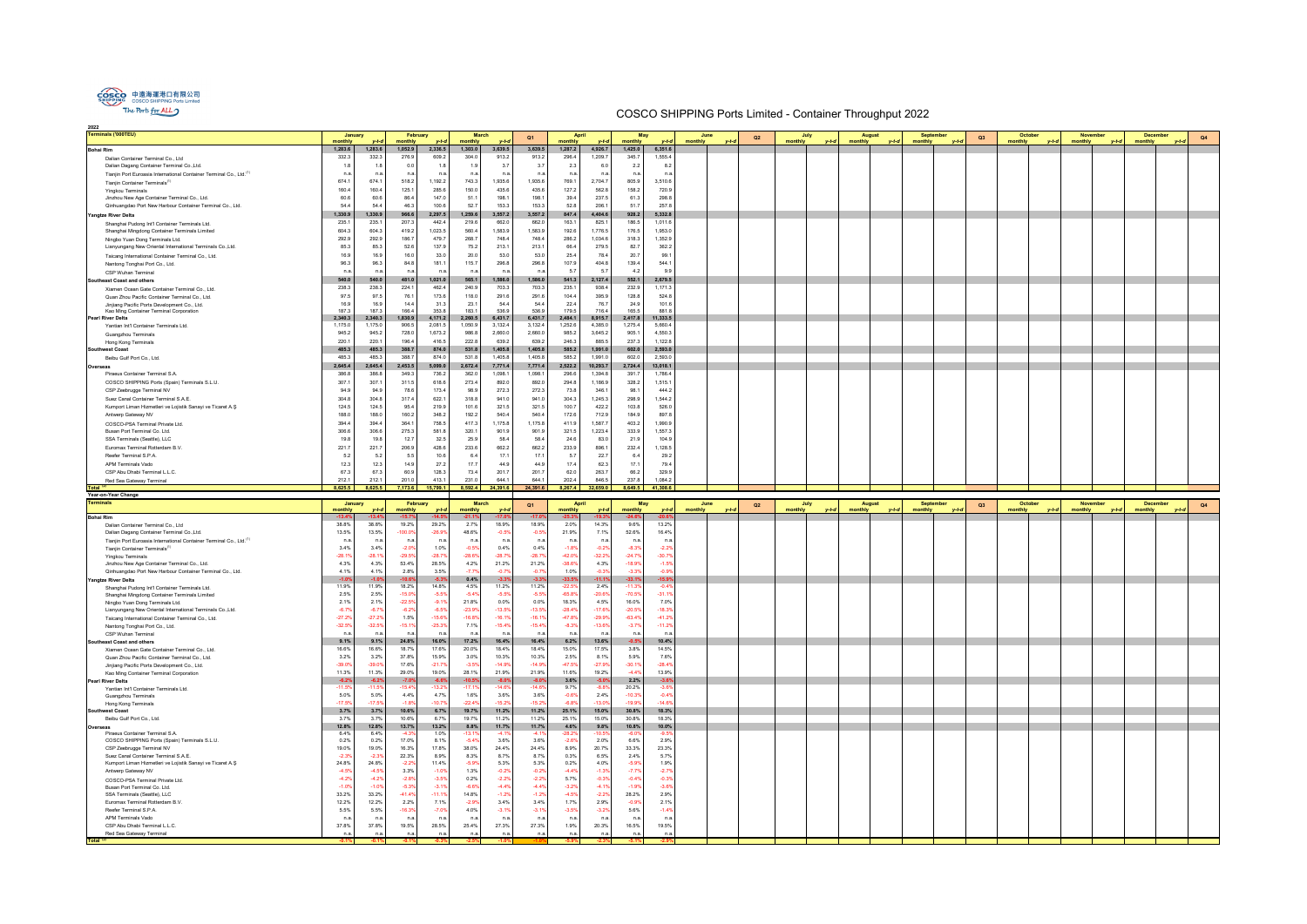COSCO SHIPPING Ports Limited 中遠海運港口有限公司

The Ports for ALL

# COSCO SHIPPING Ports Limited - Container Throughput 2022

2022

| Terminals ('000TEU) | January | | February | | March | | Q1 | April | | May | | June | | Q2 | July | | August | | September | | Q3 | October | | November | | December | | Q4 |
|---|---|---|---|---|---|---|---|---|---|---|---|---|---|---|---|---|---|---|---|---|---|---|---|---|---|---|---|---|
| | monthly | y-t-d | monthly | y-t-d | monthly | y-t-d | | monthly | y-t-d | monthly | y-t-d | monthly | y-t-d | | monthly | y-t-d | monthly | y-t-d | monthly | y-t-d | | monthly | y-t-d | monthly | y-t-d | monthly | y-t-d | |
| **Bohai Rim** | **1,283.6** | **1,283.6** | **1,052.9** | **2,336.5** | **1,303.0** | **3,639.5** | **3,639.5** | **1,287.2** | **4,926.7** | **1,425.0** | **6,351.6** | | | | | | | | | | | | | | | | | |
| Dalian Container Terminal Co., Ltd | 332.3 | 332.3 | 276.9 | 609.2 | 304.0 | 913.2 | 913.2 | 296.4 | 1,209.7 | 345.7 | 1,555.4 | | | | | | | | | | | | | | | | | |
| Dalian Dagang Container Terminal Co.,Ltd. | 1.8 | 1.8 | 0.0 | 1.8 | 1.9 | 3.7 | 3.7 | 2.3 | 6.0 | 2.2 | 8.2 | | | | | | | | | | | | | | | | | |
| Tianjin Port Euroasia International Container Terminal Co., Ltd.[1] | n.a. | n.a. | n.a. | n.a. | n.a. | n.a. | n.a. | n.a. | n.a. | n.a. | n.a. | | | | | | | | | | | | | | | | | |
| Tianjin Container Terminals[2] | 674.1 | 674.1 | 518.2 | 1,192.2 | 743.3 | 1,935.6 | 1,935.6 | 769.1 | 2,704.7 | 805.9 | 3,510.6 | | | | | | | | | | | | | | | | | |
| Yingkou Terminals | 160.4 | 160.4 | 125.1 | 285.6 | 150.0 | 435.6 | 435.6 | 127.2 | 562.8 | 158.2 | 720.9 | | | | | | | | | | | | | | | | | |
| Jinzhou New Age Container Terminal Co., Ltd. | 60.6 | 60.6 | 86.4 | 147.0 | 51.1 | 198.1 | 198.1 | 39.4 | 237.5 | 61.3 | 298.8 | | | | | | | | | | | | | | | | | |
| Qinhuangdao Port New Harbour Container Terminal Co., Ltd. | 54.4 | 54.4 | 46.3 | 100.6 | 52.7 | 153.3 | 153.3 | 52.8 | 206.1 | 51.7 | 257.8 | | | | | | | | | | | | | | | | | |
| **Yangtze River Delta** | **1,330.9** | **1,330.9** | **966.6** | **2,297.5** | **1,259.6** | **3,557.2** | **3,557.2** | **847.4** | **4,404.6** | **928.2** | **5,332.8** | | | | | | | | | | | | | | | | | |
| Shanghai Pudong Int'l Container Terminals Ltd. | 235.1 | 235.1 | 207.3 | 442.4 | 219.6 | 662.0 | 662.0 | 163.1 | 825.1 | 186.5 | 1,011.6 | | | | | | | | | | | | | | | | | |
| Shanghai Mingdong Container Terminals Limited | 604.3 | 604.3 | 419.2 | 1,023.5 | 560.4 | 1,583.9 | 1,583.9 | 192.6 | 1,776.5 | 176.5 | 1,953.0 | | | | | | | | | | | | | | | | | |
| Ningbo Yuan Dong Terminals Ltd. | 292.9 | 292.9 | 186.7 | 479.7 | 268.7 | 748.4 | 748.4 | 286.2 | 1,034.6 | 318.3 | 1,352.9 | | | | | | | | | | | | | | | | | |
| Lianyungang New Oriental International Terminals Co.,Ltd. | 85.3 | 85.3 | 52.6 | 137.9 | 75.2 | 213.1 | 213.1 | 66.4 | 279.5 | 82.7 | 362.2 | | | | | | | | | | | | | | | | | |
| Taicang International Container Terminal Co., Ltd. | 16.9 | 16.9 | 16.0 | 33.0 | 20.0 | 53.0 | 53.0 | 25.4 | 78.4 | 20.7 | 99.1 | | | | | | | | | | | | | | | | | |
| Nantong Tonghai Port Co., Ltd. | 96.3 | 96.3 | 84.8 | 181.1 | 115.7 | 296.8 | 296.8 | 107.9 | 404.6 | 139.4 | 544.1 | | | | | | | | | | | | | | | | | |
| CSP Wuhan Terminal | n.a. | n.a. | n.a. | n.a. | n.a. | n.a. | n.a. | 5.7 | 5.7 | 4.2 | 9.9 | | | | | | | | | | | | | | | | | |
| **Southeast Coast and others** | **540.0** | **540.0** | **481.0** | **1,021.0** | **565.1** | **1,586.0** | **1,586.0** | **541.3** | **2,127.4** | **552.1** | **2,679.5** | | | | | | | | | | | | | | | | | |
| Xiamen Ocean Gate Container Terminal Co., Ltd. | 238.3 | 238.3 | 224.1 | 462.4 | 240.9 | 703.3 | 703.3 | 235.1 | 938.4 | 232.9 | 1,171.3 | | | | | | | | | | | | | | | | | |
| Quan Zhou Pacific Container Terminal Co., Ltd. | 97.5 | 97.5 | 76.1 | 173.6 | 118.0 | 291.6 | 291.6 | 104.4 | 395.9 | 128.8 | 524.8 | | | | | | | | | | | | | | | | | |
| Jinjiang Pacific Ports Development Co., Ltd. | 16.9 | 16.9 | 14.4 | 31.3 | 23.1 | 54.4 | 54.4 | 22.4 | 76.7 | 24.9 | 101.6 | | | | | | | | | | | | | | | | | |
| Kao Ming Container Terminal Corporation | 187.3 | 187.3 | 166.4 | 353.8 | 183.1 | 536.9 | 536.9 | 179.5 | 716.4 | 165.5 | 881.8 | | | | | | | | | | | | | | | | | |
| **Pearl River Delta** | **2,340.3** | **2,340.3** | **1,830.9** | **4,171.2** | **2,260.5** | **6,431.7** | **6,431.7** | **2,484.1** | **8,915.7** | **2,417.8** | **11,333.5** | | | | | | | | | | | | | | | | | |
| Yantian Int'l Container Terminals Ltd. | 1,175.0 | 1,175.0 | 906.5 | 2,081.5 | 1,050.9 | 3,132.4 | 3,132.4 | 1,252.6 | 4,385.0 | 1,275.4 | 5,660.4 | | | | | | | | | | | | | | | | | |
| Guangzhou Terminals | 945.2 | 945.2 | 728.0 | 1,673.2 | 986.8 | 2,660.0 | 2,660.0 | 985.2 | 3,645.2 | 905.1 | 4,550.3 | | | | | | | | | | | | | | | | | |
| Hong Kong Terminals | 220.1 | 220.1 | 196.4 | 416.5 | 222.8 | 639.2 | 639.2 | 246.3 | 885.5 | 237.3 | 1,122.8 | | | | | | | | | | | | | | | | | |
| **Southwest Coast** | **485.3** | **485.3** | **388.7** | **874.0** | **531.8** | **1,405.8** | **1,405.8** | **585.2** | **1,991.0** | **602.0** | **2,593.0** | | | | | | | | | | | | | | | | | |
| Beibu Gulf Port Co., Ltd. | 485.3 | 485.3 | 388.7 | 874.0 | 531.8 | 1,405.8 | 1,405.8 | 585.2 | 1,991.0 | 602.0 | 2,593.0 | | | | | | | | | | | | | | | | | |
| **Overseas** | **2,645.4** | **2,645.4** | **2,453.5** | **5,099.0** | **2,672.4** | **7,771.4** | **7,771.4** | **2,522.2** | **10,293.7** | **2,724.4** | **13,018.1** | | | | | | | | | | | | | | | | | |
| Piraeus Container Terminal S.A. | 386.8 | 386.8 | 349.3 | 736.2 | 362.0 | 1,098.1 | 1,098.1 | 296.6 | 1,394.8 | 391.7 | 1,786.4 | | | | | | | | | | | | | | | | | |
| COSCO SHIPPING Ports (Spain) Terminals S.L.U. | 307.1 | 307.1 | 311.5 | 618.6 | 273.4 | 892.0 | 892.0 | 294.8 | 1,186.9 | 328.2 | 1,515.1 | | | | | | | | | | | | | | | | | |
| CSP Zeebrugge Terminal NV | 94.9 | 94.9 | 78.6 | 173.4 | 98.9 | 272.3 | 272.3 | 73.8 | 346.1 | 98.1 | 444.2 | | | | | | | | | | | | | | | | | |
| Suez Canal Container Terminal S.A.E. | 304.8 | 304.8 | 317.4 | 622.1 | 318.8 | 941.0 | 941.0 | 304.3 | 1,245.3 | 298.9 | 1,544.2 | | | | | | | | | | | | | | | | | |
| Kumport Liman Hizmetleri ve Lojistik Sanayi ve Ticaret A.Ş | 124.5 | 124.5 | 95.4 | 219.9 | 101.6 | 321.5 | 321.5 | 100.7 | 422.2 | 103.8 | 526.0 | | | | | | | | | | | | | | | | | |
| Antwerp Gateway NV | 188.0 | 188.0 | 160.2 | 348.2 | 192.2 | 540.4 | 540.4 | 172.6 | 712.9 | 184.9 | 897.8 | | | | | | | | | | | | | | | | | |
| COSCO-PSA Terminal Private Ltd. | 394.4 | 394.4 | 364.1 | 758.5 | 417.3 | 1,175.8 | 1,175.8 | 411.9 | 1,587.7 | 403.2 | 1,990.9 | | | | | | | | | | | | | | | | | |
| Busan Port Terminal Co. Ltd. | 306.6 | 306.6 | 275.3 | 581.8 | 320.1 | 901.9 | 901.9 | 321.5 | 1,223.4 | 333.9 | 1,557.3 | | | | | | | | | | | | | | | | | |
| SSA Terminals (Seattle), LLC | 19.8 | 19.8 | 12.7 | 32.5 | 25.9 | 58.4 | 58.4 | 24.6 | 83.0 | 21.9 | 104.9 | | | | | | | | | | | | | | | | | |
| Euromax Terminal Rotterdam B.V. | 221.7 | 221.7 | 206.9 | 428.6 | 233.6 | 662.2 | 662.2 | 233.9 | 896.1 | 232.4 | 1,128.5 | | | | | | | | | | | | | | | | | |
| Reefer Terminal S.P.A. | 5.2 | 5.2 | 5.5 | 10.6 | 6.4 | 17.1 | 17.1 | 5.7 | 22.7 | 6.4 | 29.2 | | | | | | | | | | | | | | | | | |
| APM Terminals Vado | 12.3 | 12.3 | 14.9 | 27.2 | 17.7 | 44.9 | 44.9 | 17.4 | 62.3 | 17.1 | 79.4 | | | | | | | | | | | | | | | | | |
| CSP Abu Dhabi Terminal L.L.C. | 67.3 | 67.3 | 60.9 | 128.3 | 73.4 | 201.7 | 201.7 | 62.0 | 263.7 | 66.2 | 329.9 | | | | | | | | | | | | | | | | | |
| Red Sea Gateway Terminal | 212.1 | 212.1 | 201.0 | 413.1 | 231.0 | 644.1 | 644.1 | 202.4 | 846.5 | 237.8 | 1,084.2 | | | | | | | | | | | | | | | | | |
| **Total[3]** | **8,625.5** | **8,625.5** | **7,173.6** | **15,799.1** | **8,592.4** | **24,391.6** | **24,391.6** | **8,267.4** | **32,659.0** | **8,649.5** | **41,308.6** | | | | | | | | | | | | | | | | | |

Year-on-Year Change

| Terminals | January | | February | | March | | Q1 | April | | May | | June | | Q2 | July | | August | | September | | Q3 | October | | November | | December | | Q4 |
|---|---|---|---|---|---|---|---|---|---|---|---|---|---|---|---|---|---|---|---|---|---|---|---|---|---|---|---|---|
| | monthly | y-t-d | monthly | y-t-d | monthly | y-t-d | | monthly | y-t-d | monthly | y-t-d | monthly | y-t-d | | monthly | y-t-d | monthly | y-t-d | monthly | y-t-d | | monthly | y-t-d | monthly | y-t-d | monthly | y-t-d | |
| **Bohai Rim** | **-13.4%** | **-13.4%** | **-15.7%** | **-14.5%** | **-21.1%** | **-17.0%** | **-17.0%** | **-25.3%** | **-19.3%** | **-24.6%** | **-20.6%** | | | | | | | | | | | | | | | | | |
| Dalian Container Terminal Co., Ltd | 38.8% | 38.8% | 19.2% | 29.2% | 2.7% | 18.9% | 18.9% | 2.0% | 14.3% | 9.6% | 13.2% | | | | | | | | | | | | | | | | | |
| Dalian Dagang Container Terminal Co.,Ltd. | 13.5% | 13.5% | -100.0% | -25.9% | 48.6% | -0.5% | -0.5% | 21.9% | 7.1% | 52.6% | 16.4% | | | | | | | | | | | | | | | | | |
| Tianjin Port Euroasia International Container Terminal Co., Ltd.[1] | n.a. | n.a. | n.a. | n.a. | n.a. | n.a. | n.a. | n.a. | n.a. | n.a. | n.a. | | | | | | | | | | | | | | | | | |
| Tianjin Container Terminals[2] | 3.4% | 3.4% | -2.0% | 1.0% | -0.5% | 0.4% | 0.4% | -1.8% | -0.2% | -8.3% | -2.2% | | | | | | | | | | | | | | | | | |
| Yingkou Terminals | -28.1% | -28.1% | -29.5% | -28.7% | -28.6% | -28.7% | -28.7% | -42.0% | -32.2% | -24.7% | -30.7% | | | | | | | | | | | | | | | | | |
| Jinzhou New Age Container Terminal Co., Ltd. | 4.3% | 4.3% | 53.4% | 28.5% | 4.2% | 21.2% | 21.2% | -38.6% | 4.3% | -18.9% | -1.5% | | | | | | | | | | | | | | | | | |
| Qinhuangdao Port New Harbour Container Terminal Co., Ltd. | 4.1% | 4.1% | 2.8% | 3.5% | -7.7% | -0.7% | -0.7% | 1.0% | -0.3% | -3.3% | -0.9% | | | | | | | | | | | | | | | | | |
| **Yangtze River Delta** | **-1.0%** | **-1.0%** | **-10.6%** | **-5.3%** | **0.4%** | **-3.3%** | **-3.3%** | **-33.5%** | **-11.1%** | **-33.1%** | **-15.9%** | | | | | | | | | | | | | | | | | |
| Shanghai Pudong Int'l Container Terminals Ltd. | 11.9% | 11.9% | 18.2% | 14.8% | 4.5% | 11.2% | 11.2% | -22.5% | 2.4% | -11.3% | -0.4% | | | | | | | | | | | | | | | | | |
| Shanghai Mingdong Container Terminals Limited | 2.5% | 2.5% | -15.0% | -5.5% | -5.4% | -5.5% | -5.5% | -65.8% | -20.6% | -70.9% | -31.1% | | | | | | | | | | | | | | | | | |
| Ningbo Yuan Dong Terminals Ltd. | 2.1% | 2.1% | -22.5% | -9.1% | 21.8% | 0.0% | 0.0% | 18.3% | 4.5% | 16.0% | 7.0% | | | | | | | | | | | | | | | | | |
| Lianyungang New Oriental International Terminals Co.,Ltd. | -6.7% | -6.7% | -8.2% | -8.5% | -23.9% | -13.5% | -13.5% | -28.4% | -17.6% | -20.5% | -18.3% | | | | | | | | | | | | | | | | | |
| Taicang International Container Terminal Co., Ltd. | -27.2% | -27.2% | 1.5% | -15.6% | -16.8% | -16.1% | -16.1% | -47.9% | -29.9% | -63.4% | -41.2% | | | | | | | | | | | | | | | | | |
| Nantong Tonghai Port Co., Ltd. | -32.5% | -32.5% | -15.1% | -25.3% | 7.1% | -15.4% | -15.4% | -8.3% | -13.6% | -3.7% | -11.2% | | | | | | | | | | | | | | | | | |
| CSP Wuhan Terminal | n.a. | n.a. | n.a. | n.a. | n.a. | n.a. | n.a. | n.a. | n.a. | n.a. | n.a. | | | | | | | | | | | | | | | | | |
| **Southeast Coast and others** | **9.1%** | **9.1%** | **24.8%** | **16.0%** | **17.2%** | **16.4%** | **16.4%** | **6.2%** | **13.6%** | **-0.5%** | **10.4%** | | | | | | | | | | | | | | | | | |
| Xiamen Ocean Gate Container Terminal Co., Ltd. | 16.6% | 16.6% | 18.7% | 17.6% | 20.0% | 18.4% | 18.4% | 15.0% | 17.5% | 3.8% | 14.5% | | | | | | | | | | | | | | | | | |
| Quan Zhou Pacific Container Terminal Co., Ltd. | 3.2% | 3.2% | 37.8% | 15.9% | 3.0% | 10.3% | 10.3% | 2.5% | 8.1% | 5.9% | 7.6% | | | | | | | | | | | | | | | | | |
| Jinjiang Pacific Ports Development Co., Ltd. | -39.0% | -39.0% | 17.6% | -21.7% | -3.5% | -14.9% | -14.9% | -47.5% | -27.9% | -30.1% | -28.4% | | | | | | | | | | | | | | | | | |
| Kao Ming Container Terminal Corporation | 11.3% | 11.3% | 29.0% | 19.0% | 28.1% | 21.9% | 21.9% | 11.6% | 19.2% | -4.4% | 13.9% | | | | | | | | | | | | | | | | | |
| **Pearl River Delta** | **-6.2%** | **-6.2%** | **-7.0%** | **-6.6%** | **-10.5%** | **-8.0%** | **-8.0%** | **3.6%** | **-5.0%** | **2.3%** | **-3.6%** | | | | | | | | | | | | | | | | | |
| Yantian Int'l Container Terminals Ltd. | -11.0% | -11.0% | -15.4% | -13.2% | -17.1% | -14.6% | -14.6% | 9.7% | -8.8% | 20.2% | -3.6% | | | | | | | | | | | | | | | | | |
| Guangzhou Terminals | 5.0% | 5.0% | 4.4% | 4.7% | 1.6% | 3.6% | 3.6% | -0.6% | 2.4% | -10.3% | -0.4% | | | | | | | | | | | | | | | | | |
| Hong Kong Terminals | -17.5% | -17.5% | -1.8% | -10.7% | -22.4% | -15.2% | -15.2% | -6.8% | -13.0% | -19.9% | -14.6% | | | | | | | | | | | | | | | | | |
| **Southwest Coast** | **3.7%** | **3.7%** | **10.6%** | **6.7%** | **19.7%** | **11.2%** | **11.2%** | **25.1%** | **15.0%** | **30.8%** | **18.3%** | | | | | | | | | | | | | | | | | |
| Beibu Gulf Port Co., Ltd. | 3.7% | 3.7% | 10.6% | 6.7% | 19.7% | 11.2% | 11.2% | 25.1% | 15.0% | 30.8% | 18.3% | | | | | | | | | | | | | | | | | |
| **Overseas** | **12.8%** | **12.8%** | **13.7%** | **13.2%** | **8.8%** | **11.7%** | **11.7%** | **4.6%** | **9.8%** | **10.8%** | **10.0%** | | | | | | | | | | | | | | | | | |
| Piraeus Container Terminal S.A. | 6.4% | 6.4% | -4.3% | 1.0% | -13.1% | -4.1% | -4.1% | -28.2% | -10.5% | -8.0% | -9.5% | | | | | | | | | | | | | | | | | |
| COSCO SHIPPING Ports (Spain) Terminals S.L.U. | 0.2% | 0.2% | 17.0% | 8.1% | -5.4% | 3.6% | 3.6% | -2.6% | 2.0% | 6.6% | 2.9% | | | | | | | | | | | | | | | | | |
| CSP Zeebrugge Terminal NV | 19.0% | 19.0% | 16.3% | 17.8% | 38.0% | 24.4% | 24.4% | 8.9% | 20.7% | 33.3% | 23.3% | | | | | | | | | | | | | | | | | |
| Suez Canal Container Terminal S.A.E. | -2.3% | -2.3% | 22.3% | 8.9% | 8.3% | 8.7% | 8.7% | 0.3% | 6.5% | 2.4% | 5.7% | | | | | | | | | | | | | | | | | |
| Kumport Liman Hizmetleri ve Lojistik Sanayi ve Ticaret A.Ş | 24.8% | 24.8% | -2.2% | 11.4% | -5.9% | 5.3% | 5.3% | 0.2% | 4.0% | -5.9% | 1.9% | | | | | | | | | | | | | | | | | |
| Antwerp Gateway NV | -4.5% | -4.5% | 3.3% | -1.0% | 1.3% | -0.2% | -0.2% | -4.4% | -1.3% | -7.7% | -2.7% | | | | | | | | | | | | | | | | | |
| COSCO-PSA Terminal Private Ltd. | -4.2% | -4.2% | -2.8% | -3.5% | 0.2% | -2.2% | -2.2% | 5.7% | -0.3% | -0.4% | -0.3% | | | | | | | | | | | | | | | | | |
| Busan Port Terminal Co. Ltd. | -1.0% | -1.0% | -5.3% | -3.1% | -6.6% | -4.4% | -4.4% | -3.2% | -4.1% | -1.9% | -3.6% | | | | | | | | | | | | | | | | | |
| SSA Terminals (Seattle), LLC | 33.2% | 33.2% | -41.4% | -11.1% | 14.8% | -1.2% | -1.2% | -4.5% | -2.2% | 28.2% | 2.9% | | | | | | | | | | | | | | | | | |
| Euromax Terminal Rotterdam B.V. | 12.2% | 12.2% | 2.2% | 7.1% | -2.9% | 3.4% | 3.4% | 1.7% | 2.9% | -0.9% | 2.1% | | | | | | | | | | | | | | | | | |
| Reefer Terminal S.P.A. | 5.5% | 5.5% | -16.3% | -7.0% | 4.0% | -3.1% | -3.1% | -3.5% | -3.2% | 5.6% | -1.4% | | | | | | | | | | | | | | | | | |
| APM Terminals Vado | n.a. | n.a. | n.a. | n.a. | n.a. | n.a. | n.a. | n.a. | n.a. | n.a. | n.a. | | | | | | | | | | | | | | | | | |
| CSP Abu Dhabi Terminal L.L.C. | 37.8% | 37.8% | 19.5% | 28.5% | 25.4% | 27.3% | 27.3% | 1.9% | 20.3% | 16.5% | 19.5% | | | | | | | | | | | | | | | | | |
| Red Sea Gateway Terminal | n.a. | n.a. | n.a. | n.a. | n.a. | n.a. | n.a. | n.a. | n.a. | n.a. | n.a. | | | | | | | | | | | | | | | | | |
| **Total[3]** | **-0.1%** | **-0.1%** | **-0.3%** | **-0.2%** | **-2.5%** | **-1.0%** | **-1.0%** | **-5.9%** | **-2.3%** | **-5.1%** | **-2.9%** | | | | | | | | | | | | | | | | | |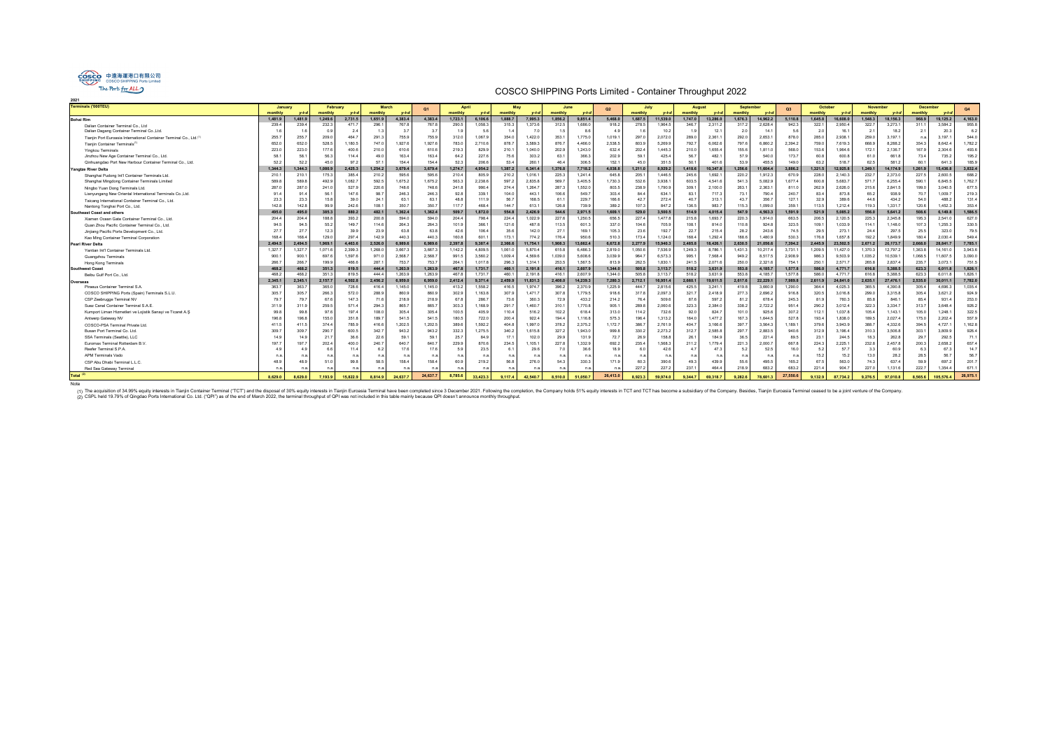中遠海運港口有限公司
COSCO SHIPPING Ports Limited
The Ports for ALL

# COSCO SHIPPING Ports Limited - Container Throughput 2022

2021

| Terminals ('000TEU) | January | | February | | March | | Q1 | April | | May | | June | | Q2 | July | | August | | September | | Q3 | October | | November | | December | | Q4 |
|---|---|---|---|---|---|---|---|---|---|---|---|---|---|---|---|---|---|---|---|---|---|---|---|---|---|---|---|---|
| | monthly | y-t-d | monthly | y-t-d | monthly | y-t-d | | monthly | y-t-d | monthly | y-t-d | monthly | y-t-d | | monthly | y-t-d | monthly | y-t-d | monthly | y-t-d | | monthly | y-t-d | monthly | y-t-d | monthly | y-t-d | |
| **Bohai Rim** | **1,481.9** | **1,481.9** | **1,249.6** | **2,731.5** | **1,651.9** | **4,383.4** | **4,383.4** | **1,723.1** | **6,106.6** | **1,888.7** | **7,995.3** | **1,856.2** | **9,851.4** | **5,468.0** | **1,687.5** | **11,539.0** | **1,747.0** | **13,286.0** | **1,676.3** | **14,962.2** | **5,110.8** | **1,645.8** | **16,608.0** | **1,548.3** | **18,156.3** | **968.9** | **19,125.2** | **4,163.0** |
| Dalian Container Terminal Co., Ltd. | 239.4 | 239.4 | 232.3 | 471.7 | 296.1 | 767.8 | 767.8 | 290.5 | 1,058.3 | 315.3 | 1,373.6 | 312.5 | 1,686.0 | 918.2 | 278.5 | 1,964.5 | 346.7 | 2,311.2 | 317.2 | 2,628.4 | 942.3 | 322.1 | 2,950.4 | 322.7 | 3,273.1 | 311.1 | 3,584.2 | 955.8 |
| Dalian Dagang Container Terminal Co.,Ltd. | 1.6 | 1.6 | 0.9 | 2.4 | 1.3 | 3.7 | 3.7 | 1.9 | 5.6 | 1.4 | 7.0 | 1.5 | 8.6 | 4.9 | 1.6 | 10.2 | 1.9 | 12.1 | 2.0 | 14.1 | 5.6 | 2.0 | 16.1 | 2.1 | 18.2 | 2.1 | 20.3 | 6.2 |
| Tianjin Port Euroasia International Container Terminal Co., Ltd.[1] | 255.7 | 255.7 | 209.0 | 464.7 | 291.3 | 755.9 | 755.9 | 312.0 | 1,067.9 | 354.0 | 1,422.0 | 353.1 | 1,775.0 | 1,019.1 | 297.0 | 2,072.0 | 289.0 | 2,361.1 | 292.0 | 2,653.1 | 878.0 | 285.0 | 2,938.1 | 259.0 | 3,197.1 | n.a. | 3,197.1 | 544.0 |
| Tianjin Container Terminals[1] | 652.0 | 652.0 | 528.5 | 1,180.5 | 747.0 | 1,927.6 | 1,927.6 | 783.0 | 2,710.6 | 878.7 | 3,589.3 | 876.7 | 4,466.0 | 2,538.5 | 803.9 | 5,269.9 | 792.7 | 6,062.6 | 797.6 | 6,860.2 | 2,394.2 | 759.0 | 7,619.3 | 668.9 | 8,288.2 | 354.3 | 8,642.4 | 1,782.2 |
| Yingkou Terminals | 223.0 | 223.0 | 177.6 | 400.6 | 210.0 | 610.6 | 610.6 | 219.3 | 829.9 | 210.1 | 1,040.0 | 202.9 | 1,243.0 | 632.4 | 202.4 | 1,445.3 | 210.0 | 1,655.4 | 155.6 | 1,811.0 | 568.0 | 153.6 | 1,964.6 | 172.1 | 2,136.7 | 167.9 | 2,304.6 | 493.6 |
| Jinzhou New Age Container Terminal Co., Ltd. | 58.1 | 58.1 | 56.3 | 114.4 | 49.0 | 163.4 | 163.4 | 64.2 | 227.6 | 75.6 | 303.2 | 63.1 | 366.3 | 202.9 | 59.1 | 425.4 | 56.7 | 482.1 | 57.9 | 540.0 | 173.7 | 60.8 | 600.8 | 61.0 | 661.8 | 73.4 | 735.2 | 195.2 |
| Qinhuangdao Port New Harbour Container Terminal Co., Ltd. | 52.2 | 52.2 | 45.0 | 97.2 | 57.1 | 154.4 | 154.4 | 52.3 | 206.6 | 53.4 | 260.1 | 46.4 | 306.5 | 152.1 | 45.0 | 351.5 | 50.1 | 401.6 | 53.9 | 455.5 | 149.0 | 63.2 | 518.7 | 62.5 | 581.2 | 60.1 | 641.3 | 185.9 |
| **Yangtze River Delta** | **1,344.3** | **1,344.3** | **1,080.9** | **2,425.3** | **1,254.2** | **3,679.4** | **3,679.4** | **1,274.7** | **4,954.2** | **1,387.2** | **6,341.4** | **1,376.8** | **7,718.2** | **4,038.8** | **1,211.0** | **8,929.2** | **1,418.6** | **10,347.8** | **1,256.6** | **11,604.4** | **3,886.2** | **1,321.5** | **12,925.8** | **1,249.1** | **14,174.9** | **1,261.9** | **15,436.8** | **3,832.4** |
| Shanghai Pudong International Container Terminals Ltd. | 210.1 | 210.1 | 175.3 | 385.4 | 210.2 | 595.6 | 595.6 | 210.4 | 806.0 | 210.6 | 1,016.5 | 225.3 | 1,241.4 | 645.8 | 205.1 | 1,446.5 | 245.6 | 1,692.1 | 220.2 | 1,912.3 | 670.9 | 228.0 | 2,140.3 | 232.7 | 2,373.0 | 227.5 | 2,600.5 | 688.2 |
| Shanghai Mingdong Container Terminals Limited | 589.8 | 589.8 | 492.9 | 1,082.7 | 592.5 | 1,675.2 | 1,675.2 | 563.3 | 2,238.6 | 597.2 | 2,835.8 | 569.7 | 3,405.5 | 1,730.3 | 532.6 | 3,938.1 | 603.5 | 4,541.6 | 541.3 | 5,082.9 | 1,677.4 | 600.8 | 5,683.7 | 571.7 | 6,255.4 | 590.1 | 6,845.5 | 1,762.7 |
| Ningbo Yuan Dong Terminals Ltd. | 287.0 | 287.0 | 241.0 | 527.9 | 220.6 | 748.6 | 748.6 | 241.8 | 990.4 | 274.4 | 1,264.7 | 287.3 | 1,552.0 | 803.5 | 238.9 | 1,790.9 | 309.1 | 2,100.0 | 263.1 | 2,363.1 | 811.0 | 262.9 | 2,626.0 | 215.6 | 2,841.5 | 199.0 | 3,040.5 | 677.5 |
| Lianyungang New Oriental International Terminals Co.,Ltd. | 91.4 | 91.4 | 56.1 | 147.6 | 98.7 | 246.3 | 246.3 | 92.8 | 339.1 | 104.0 | 443.1 | 106.6 | 549.7 | 303.4 | 84.4 | 634.1 | 83.1 | 717.3 | 73.1 | 790.4 | 240.7 | 83.4 | 873.8 | 65.2 | 938.9 | 70.7 | 1,009.7 | 219.3 |
| Taicang International Container Terminal Co., Ltd. | 23.3 | 23.3 | 15.8 | 39.0 | 24.1 | 63.1 | 63.1 | 48.8 | 111.9 | 56.7 | 168.5 | 61.1 | 229.7 | 166.6 | 42.7 | 272.4 | 40.7 | 313.1 | 43.7 | 356.7 | 127.1 | 32.9 | 389.6 | 44.6 | 434.2 | 54.0 | 488.2 | 131.4 |
| Nantong Tonghai Port Co., Ltd. | 142.8 | 142.8 | 99.9 | 242.6 | 108.1 | 350.7 | 350.7 | 117.7 | 468.4 | 144.7 | 613.1 | 126.8 | 739.9 | 389.2 | 107.3 | 847.2 | 136.5 | 983.7 | 115.3 | 1,099.0 | 359.1 | 113.5 | 1,212.4 | 119.3 | 1,331.7 | 120.6 | 1,452.3 | 353.4 |
| **Southeast Coast and others** | **495.0** | **495.0** | **385.3** | **880.2** | **482.1** | **1,362.4** | **1,362.4** | **509.7** | **1,872.0** | **554.8** | **2,426.9** | **544.6** | **2,971.5** | **1,609.1** | **529.0** | **3,500.5** | **514.9** | **4,015.4** | **547.9** | **4,563.3** | **1,591.9** | **521.9** | **5,085.2** | **556.0** | **5,641.2** | **508.6** | **6,149.8** | **1,586.5** |
| Xiamen Ocean Gate Container Terminal Co., Ltd. | 204.4 | 204.4 | 188.8 | 393.2 | 200.8 | 594.0 | 594.0 | 204.4 | 798.4 | 224.4 | 1,022.9 | 227.6 | 1,250.5 | 656.5 | 227.4 | 1,477.8 | 215.8 | 1,693.7 | 220.3 | 1,914.0 | 663.5 | 206.5 | 2,120.5 | 225.3 | 2,345.8 | 195.3 | 2,541.0 | 627.0 |
| Quan Zhou Pacific Container Terminal Co., Ltd. | 94.5 | 94.5 | 55.2 | 149.7 | 114.6 | 264.3 | 264.3 | 101.9 | 366.1 | 121.6 | 487.8 | 113.5 | 601.3 | 337.0 | 104.6 | 705.9 | 108.1 | 814.0 | 110.8 | 924.8 | 323.5 | 109.1 | 1,033.9 | 114.1 | 1,148.0 | 107.3 | 1,255.3 | 330.5 |
| Jinjiang Pacific Ports Development Co., Ltd. | 27.7 | 27.7 | 12.3 | 39.9 | 23.9 | 63.8 | 63.8 | 42.6 | 106.4 | 35.6 | 142.0 | 27.1 | 169.1 | 105.3 | 23.6 | 192.7 | 22.7 | 215.4 | 28.2 | 243.6 | 74.5 | 29.5 | 273.1 | 24.4 | 297.5 | 25.5 | 323.0 | 79.5 |
| Kao Ming Container Terminal Corporation | 168.4 | 168.4 | 129.0 | 297.4 | 142.9 | 440.3 | 440.3 | 160.8 | 601.1 | 173.1 | 774.2 | 176.4 | 950.6 | 510.3 | 173.4 | 1,124.0 | 168.4 | 1,292.4 | 188.6 | 1,480.9 | 530.3 | 176.8 | 1,657.8 | 192.2 | 1,849.9 | 180.4 | 2,030.4 | 549.4 |
| **Pearl River Delta** | **2,494.5** | **2,494.5** | **1,969.1** | **4,463.6** | **2,526.0** | **6,989.6** | **6,989.6** | **2,397.8** | **9,387.4** | **2,366.6** | **11,754.1** | **1,908.3** | **13,662.4** | **6,672.8** | **2,277.9** | **15,940.3** | **2,485.8** | **18,426.1** | **2,630.5** | **21,056.6** | **7,394.2** | **2,445.9** | **23,502.5** | **2,671.2** | **26,173.7** | **2,668.0** | **28,841.7** | **7,785.1** |
| Yantian Int'l Container Terminals Ltd. | 1,327.7 | 1,327.7 | 1,071.6 | 2,399.3 | 1,268.0 | 3,667.3 | 3,667.3 | 1,142.2 | 4,809.5 | 1,061.0 | 5,870.4 | 615.8 | 6,486.3 | 2,819.0 | 1,050.6 | 7,536.9 | 1,249.3 | 8,786.1 | 1,431.3 | 10,217.4 | 3,731.1 | 1,209.5 | 11,427.0 | 1,370.3 | 12,797.2 | 1,363.8 | 14,161.0 | 3,943.6 |
| Guangzhou Terminals | 900.1 | 900.1 | 697.6 | 1,597.6 | 971.0 | 2,568.7 | 2,568.7 | 991.5 | 3,560.2 | 1,009.4 | 4,569.6 | 1,039.0 | 5,608.6 | 3,039.9 | 964.7 | 6,573.3 | 995.1 | 7,568.4 | 949.2 | 8,517.5 | 2,908.9 | 986.3 | 9,503.9 | 1,035.2 | 10,539.1 | 1,068.5 | 11,607.5 | 3,090.0 |
| Hong Kong Terminals | 266.7 | 266.7 | 199.9 | 466.6 | 287.1 | 753.7 | 753.7 | 264.1 | 1,017.8 | 296.3 | 1,314.1 | 253.5 | 1,567.5 | 813.9 | 262.5 | 1,830.1 | 241.5 | 2,071.6 | 250.0 | 2,321.6 | 754.1 | 250.1 | 2,571.7 | 265.8 | 2,837.4 | 235.7 | 3,073.1 | 751.5 |
| **Southwest Coast** | **468.2** | **468.2** | **351.3** | **819.5** | **444.4** | **1,263.9** | **1,263.9** | **467.8** | **1,731.7** | **460.1** | **2,191.8** | **416.1** | **2,607.9** | **1,344.0** | **505.8** | **3,113.7** | **518.2** | **3,631.9** | **553.8** | **4,185.7** | **1,577.8** | **586.0** | **4,771.7** | **616.8** | **5,388.5** | **623.3** | **6,011.8** | **1,826.1** |
| Beibu Gulf Port Co., Ltd. | 468.2 | 468.2 | 351.3 | 819.5 | 444.4 | 1,263.9 | 1,263.9 | 467.8 | 1,731.7 | 460.1 | 2,191.8 | 416.1 | 2,607.9 | 1,344.0 | 505.8 | 3,113.7 | 518.2 | 3,631.9 | 553.8 | 4,185.7 | 1,577.8 | 586.0 | 4,771.7 | 616.8 | 5,388.5 | 623.3 | 6,011.8 | 1,826.1 |
| **Overseas** | **2,345.1** | **2,345.1** | **2,157.7** | **4,502.8** | **2,456.2** | **6,959.0** | **6,959.0** | **2,412.4** | **9,371.4** | **2,459.9** | **11,831.3** | **2,408.0** | **14,239.3** | **7,280.3** | **2,712.1** | **16,951.4** | **2,660.1** | **19,611.5** | **2,617.6** | **22,229.1** | **7,989.8** | **2,611.9** | **24,841.0** | **2,635.1** | **27,476.1** | **2,535.0** | **30,011.1** | **7,782.0** |
| Piraeus Container Terminal S.A. | 363.7 | 363.7 | 365.0 | 728.6 | 416.4 | 1,145.0 | 1,145.0 | 413.2 | 1,558.2 | 416.5 | 1,974.7 | 396.2 | 2,370.9 | 1,225.9 | 444.7 | 2,815.6 | 425.5 | 3,241.1 | 419.8 | 3,660.9 | 1,290.0 | 364.4 | 4,025.3 | 365.5 | 4,390.8 | 305.4 | 4,696.3 | 1,035.4 |
| COSCO SHIPPING Ports (Spain) Terminals S.L.U. | 305.7 | 305.7 | 266.3 | 572.0 | 288.9 | 860.9 | 860.9 | 302.9 | 1,163.8 | 307.9 | 1,471.7 | 307.8 | 1,779.5 | 918.6 | 317.8 | 2,097.3 | 321.7 | 2,418.9 | 277.3 | 2,696.2 | 916.8 | 320.5 | 3,016.8 | 299.0 | 3,315.8 | 305.4 | 3,621.2 | 924.9 |
| CSP Zeebrugge Terminal NV | 79.7 | 79.7 | 67.6 | 147.3 | 71.6 | 218.9 | 218.9 | 67.8 | 286.7 | 73.6 | 360.3 | 72.9 | 433.2 | 214.2 | 76.4 | 509.6 | 87.6 | 597.2 | 81.2 | 678.4 | 245.3 | 81.9 | 760.3 | 85.8 | 846.1 | 85.4 | 931.4 | 253.0 |
| Suez Canal Container Terminal S.A.E. | 311.9 | 311.9 | 259.5 | 571.4 | 294.3 | 865.7 | 865.7 | 303.3 | 1,168.9 | 291.7 | 1,460.7 | 310.1 | 1,770.8 | 905.1 | 289.8 | 2,060.6 | 323.3 | 2,384.0 | 338.2 | 2,722.2 | 951.4 | 290.2 | 3,012.4 | 322.3 | 3,334.7 | 313.7 | 3,648.4 | 926.2 |
| Kumport Liman Hizmetleri ve Lojistik Sanayi ve Ticaret A.Ş | 99.8 | 99.8 | 97.6 | 197.4 | 108.0 | 305.4 | 305.4 | 100.5 | 405.9 | 110.4 | 516.2 | 102.2 | 618.4 | 313.0 | 114.2 | 732.6 | 92.0 | 824.7 | 101.0 | 925.6 | 307.2 | 112.1 | 1,037.8 | 105.4 | 1,143.1 | 105.0 | 1,248.1 | 322.5 |
| Antwerp Gateway NV | 196.8 | 196.8 | 155.0 | 351.8 | 189.7 | 541.5 | 541.5 | 180.5 | 722.0 | 200.4 | 922.4 | 194.4 | 1,116.8 | 575.3 | 196.4 | 1,313.2 | 164.0 | 1,477.2 | 167.3 | 1,644.5 | 527.8 | 193.4 | 1,838.0 | 189.5 | 2,027.4 | 175.0 | 2,202.4 | 557.9 |
| COSCO-PSA Terminal Private Ltd. | 411.5 | 411.5 | 374.4 | 785.9 | 416.6 | 1,202.5 | 1,202.5 | 389.6 | 1,592.2 | 404.8 | 1,997.0 | 378.2 | 2,375.2 | 1,172.7 | 386.7 | 2,761.9 | 404.7 | 3,166.6 | 397.7 | 3,564.3 | 1,189.1 | 379.6 | 3,943.9 | 388.7 | 4,332.6 | 394.5 | 4,727.1 | 1,162.8 |
| Busan Port Terminal Co. Ltd. | 309.7 | 309.7 | 290.7 | 600.5 | 342.7 | 943.2 | 943.2 | 332.3 | 1,275.5 | 340.2 | 1,615.8 | 327.2 | 1,943.0 | 999.8 | 330.2 | 2,273.2 | 312.7 | 2,585.8 | 297.7 | 2,883.5 | 940.6 | 312.9 | 3,196.4 | 310.3 | 3,506.8 | 303.1 | 3,809.9 | 926.4 |
| SSA Terminals (Seattle), LLC | 14.9 | 14.9 | 21.7 | 36.6 | 22.6 | 59.1 | 59.1 | 25.7 | 84.9 | 17.1 | 102.0 | 29.9 | 131.9 | 72.7 | 26.9 | 158.8 | 26.1 | 184.9 | 36.5 | 221.4 | 89.5 | 23.1 | 244.5 | 18.3 | 262.8 | 29.7 | 292.5 | 71.1 |
| Euromax Terminal Rotterdam B.V. | 197.7 | 197.7 | 202.4 | 400.0 | 240.7 | 640.7 | 640.7 | 229.9 | 870.6 | 234.5 | 1,105.1 | 227.8 | 1,332.9 | 692.2 | 235.4 | 1,568.3 | 211.2 | 1,779.4 | 221.3 | 2,000.7 | 667.8 | 224.3 | 2,225.1 | 232.8 | 2,457.8 | 200.3 | 2,658.2 | 657.4 |
| Reefer Terminal S.P.A. | 4.9 | 4.9 | 6.6 | 11.4 | 6.2 | 17.6 | 17.6 | 5.9 | 23.5 | 6.1 | 29.6 | 7.0 | 36.6 | 18.9 | 6.0 | 42.6 | 4.7 | 47.3 | 5.2 | 52.5 | 16.0 | 5.2 | 57.7 | 3.3 | 60.9 | 6.3 | 67.3 | 14.7 |
| APM Terminals Vado | n.a. | n.a. | n.a. | n.a. | n.a. | n.a. | n.a. | n.a. | n.a. | n.a. | n.a. | n.a. | n.a. | n.a. | n.a. | n.a. | n.a. | n.a. | n.a. | n.a. | n.a. | 15.2 | 15.2 | 13.0 | 28.2 | 28.5 | 56.7 | 56.7 |
| CSP Abu Dhabi Terminal L.L.C. | 48.9 | 48.9 | 51.0 | 99.8 | 58.5 | 158.4 | 158.4 | 60.9 | 219.2 | 56.8 | 276.0 | 54.3 | 330.3 | 171.9 | 60.3 | 390.6 | 49.3 | 439.9 | 55.6 | 495.5 | 165.2 | 67.5 | 563.0 | 74.3 | 637.4 | 59.9 | 697.2 | 201.7 |
| Red Sea Gateway Terminal | n.a. | n.a. | n.a. | n.a. | n.a. | n.a. | n.a. | n.a. | n.a. | n.a. | n.a. | n.a. | n.a. | n.a. | 227.2 | 227.2 | 237.1 | 464.4 | 218.9 | 683.2 | 683.2 | 221.4 | 904.7 | 227.0 | 1,131.6 | 222.7 | 1,354.4 | 671.1 |
| **Total [2]** | **8,629.0** | **8,629.0** | **7,193.9** | **15,822.9** | **8,814.9** | **24,637.7** | **24,637.7** | **8,785.6** | **33,423.3** | **9,117.4** | **42,540.7** | **8,510.0** | **51,050.7** | **26,413.0** | **8,923.3** | **59,974.0** | **9,344.7** | **69,318.7** | **9,282.6** | **78,601.3** | **27,550.6** | **9,132.9** | **87,734.2** | **9,276.5** | **97,010.8** | **8,565.6** | **105,576.4** | **26,975.1** |

Note

(1) The acquisition of 34.99% equity interests in Tianjin Container Terminal ("TCT") and the disposal of 30% equity interests in Tianjin Euroasia Terminal have been completed since 3 December 2021. Following the completion, the Company holds 51% equity interests in TCT and TCT has become a subsidiary of the Company. Besides, Tianjin Euroasia Terminal ceased to be a joint venture of the Company.
(2) CSPL held 19.79% of Qingdao Ports International Co. Ltd. ("QPI") as of the end of March 2022, the terminal throughput of QPI was not included in this table mainly because QPI doesn't announce monthly throughput.